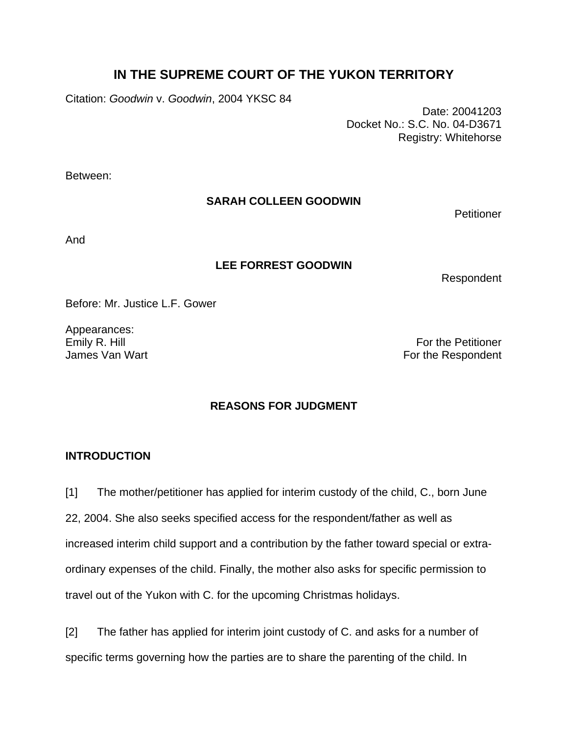# IN THE SUPREME COURT OF THE YUKON TERRITORY

Citation: *Goodwin* v. *Goodwin*, 2004 YKSC 84

Date: 20041203
Docket No.: S.C. No. 04-D3671
Registry: Whitehorse

Between:

**SARAH COLLEEN GOODWIN**

Petitioner

And

**LEE FORREST GOODWIN**

Respondent

Before: Mr. Justice L.F. Gower

Appearances:

| | |
|---|---|
| Emily R. Hill | For the Petitioner |
| James Van Wart | For the Respondent |

## REASONS FOR JUDGMENT

### INTRODUCTION

[1] The mother/petitioner has applied for interim custody of the child, C., born June 22, 2004. She also seeks specified access for the respondent/father as well as increased interim child support and a contribution by the father toward special or extra-ordinary expenses of the child. Finally, the mother also asks for specific permission to travel out of the Yukon with C. for the upcoming Christmas holidays.

[2] The father has applied for interim joint custody of C. and asks for a number of specific terms governing how the parties are to share the parenting of the child. In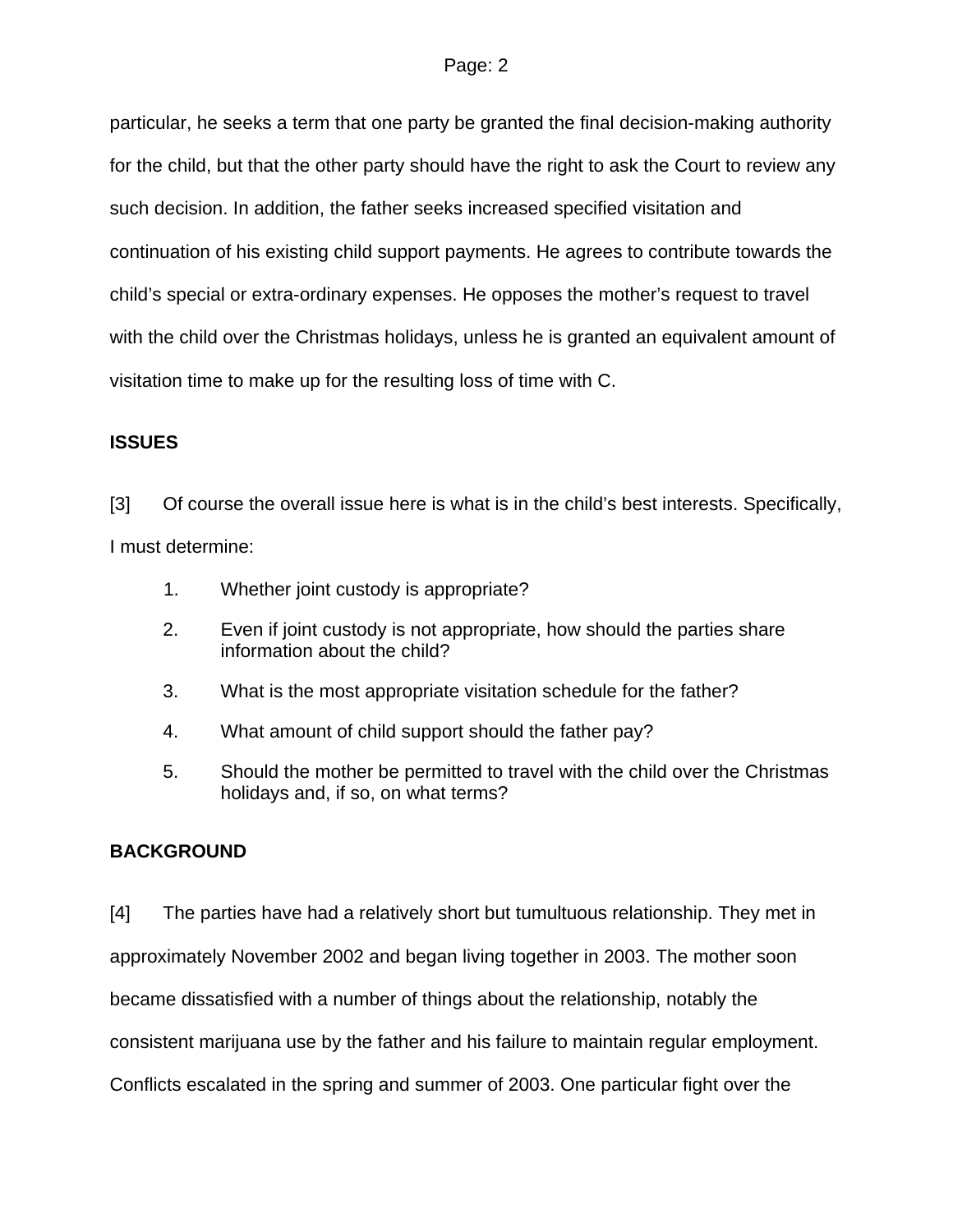particular, he seeks a term that one party be granted the final decision-making authority for the child, but that the other party should have the right to ask the Court to review any such decision. In addition, the father seeks increased specified visitation and continuation of his existing child support payments. He agrees to contribute towards the child's special or extra-ordinary expenses. He opposes the mother's request to travel with the child over the Christmas holidays, unless he is granted an equivalent amount of visitation time to make up for the resulting loss of time with C.

**ISSUES**

[3] Of course the overall issue here is what is in the child's best interests. Specifically, I must determine:

1. Whether joint custody is appropriate?
2. Even if joint custody is not appropriate, how should the parties share information about the child?
3. What is the most appropriate visitation schedule for the father?
4. What amount of child support should the father pay?
5. Should the mother be permitted to travel with the child over the Christmas holidays and, if so, on what terms?

**BACKGROUND**

[4] The parties have had a relatively short but tumultuous relationship. They met in approximately November 2002 and began living together in 2003. The mother soon became dissatisfied with a number of things about the relationship, notably the consistent marijuana use by the father and his failure to maintain regular employment. Conflicts escalated in the spring and summer of 2003. One particular fight over the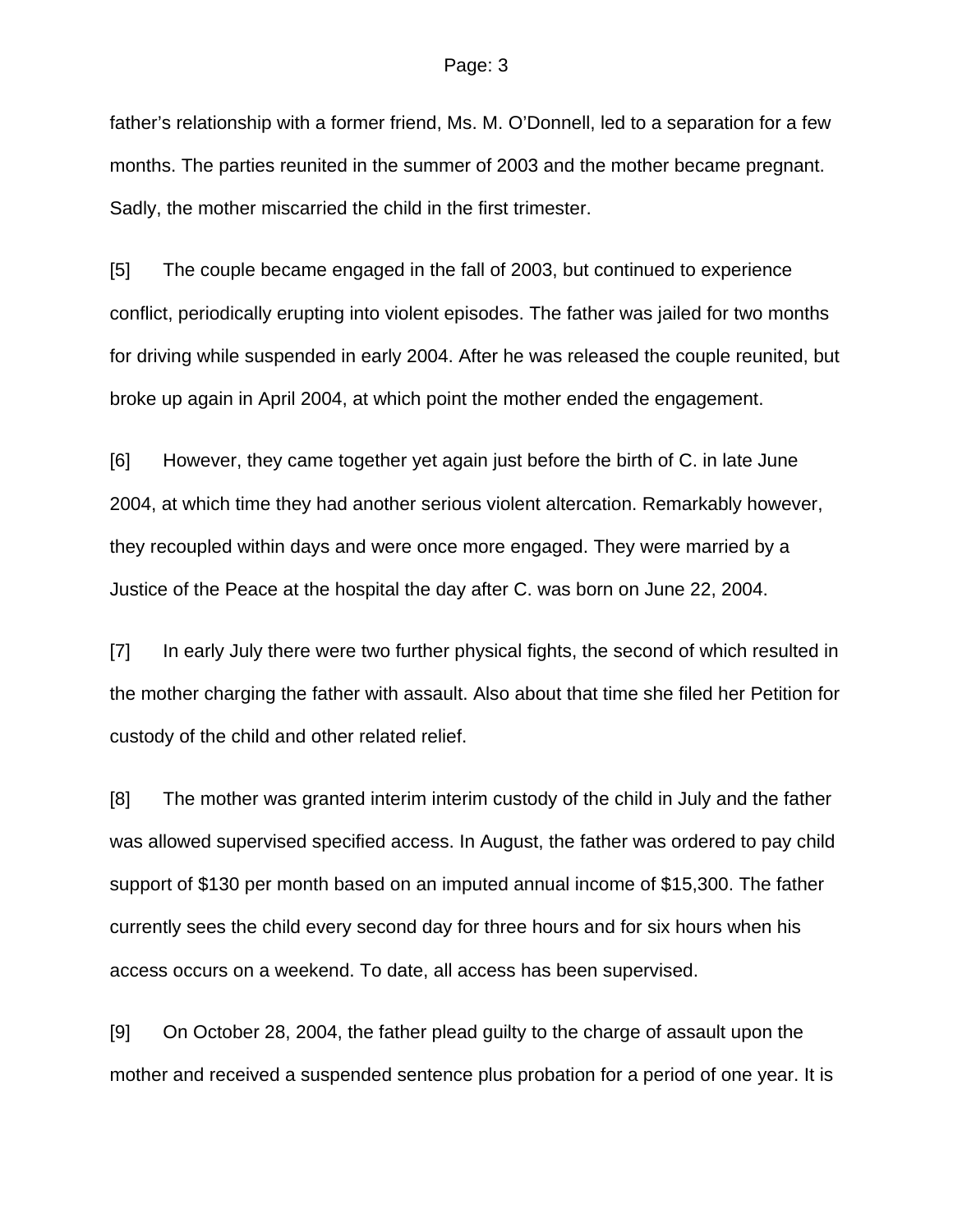father's relationship with a former friend, Ms. M. O'Donnell, led to a separation for a few months. The parties reunited in the summer of 2003 and the mother became pregnant. Sadly, the mother miscarried the child in the first trimester.

[5] The couple became engaged in the fall of 2003, but continued to experience conflict, periodically erupting into violent episodes. The father was jailed for two months for driving while suspended in early 2004. After he was released the couple reunited, but broke up again in April 2004, at which point the mother ended the engagement.

[6] However, they came together yet again just before the birth of C. in late June 2004, at which time they had another serious violent altercation. Remarkably however, they recoupled within days and were once more engaged. They were married by a Justice of the Peace at the hospital the day after C. was born on June 22, 2004.

[7] In early July there were two further physical fights, the second of which resulted in the mother charging the father with assault. Also about that time she filed her Petition for custody of the child and other related relief.

[8] The mother was granted interim interim custody of the child in July and the father was allowed supervised specified access. In August, the father was ordered to pay child support of $130 per month based on an imputed annual income of $15,300. The father currently sees the child every second day for three hours and for six hours when his access occurs on a weekend. To date, all access has been supervised.

[9] On October 28, 2004, the father plead guilty to the charge of assault upon the mother and received a suspended sentence plus probation for a period of one year. It is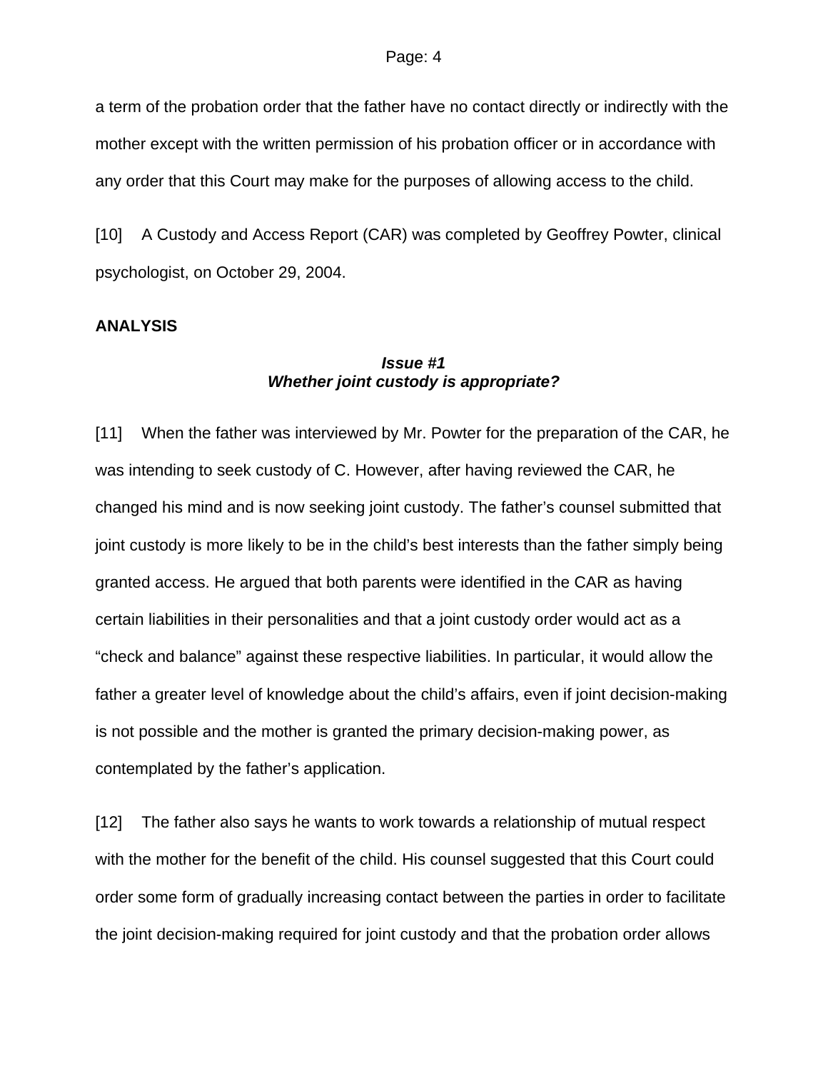a term of the probation order that the father have no contact directly or indirectly with the mother except with the written permission of his probation officer or in accordance with any order that this Court may make for the purposes of allowing access to the child.

[10] A Custody and Access Report (CAR) was completed by Geoffrey Powter, clinical psychologist, on October 29, 2004.

## ANALYSIS

### *Issue #1*
### *Whether joint custody is appropriate?*

[11] When the father was interviewed by Mr. Powter for the preparation of the CAR, he was intending to seek custody of C. However, after having reviewed the CAR, he changed his mind and is now seeking joint custody. The father's counsel submitted that joint custody is more likely to be in the child's best interests than the father simply being granted access. He argued that both parents were identified in the CAR as having certain liabilities in their personalities and that a joint custody order would act as a "check and balance" against these respective liabilities. In particular, it would allow the father a greater level of knowledge about the child's affairs, even if joint decision-making is not possible and the mother is granted the primary decision-making power, as contemplated by the father's application.

[12] The father also says he wants to work towards a relationship of mutual respect with the mother for the benefit of the child. His counsel suggested that this Court could order some form of gradually increasing contact between the parties in order to facilitate the joint decision-making required for joint custody and that the probation order allows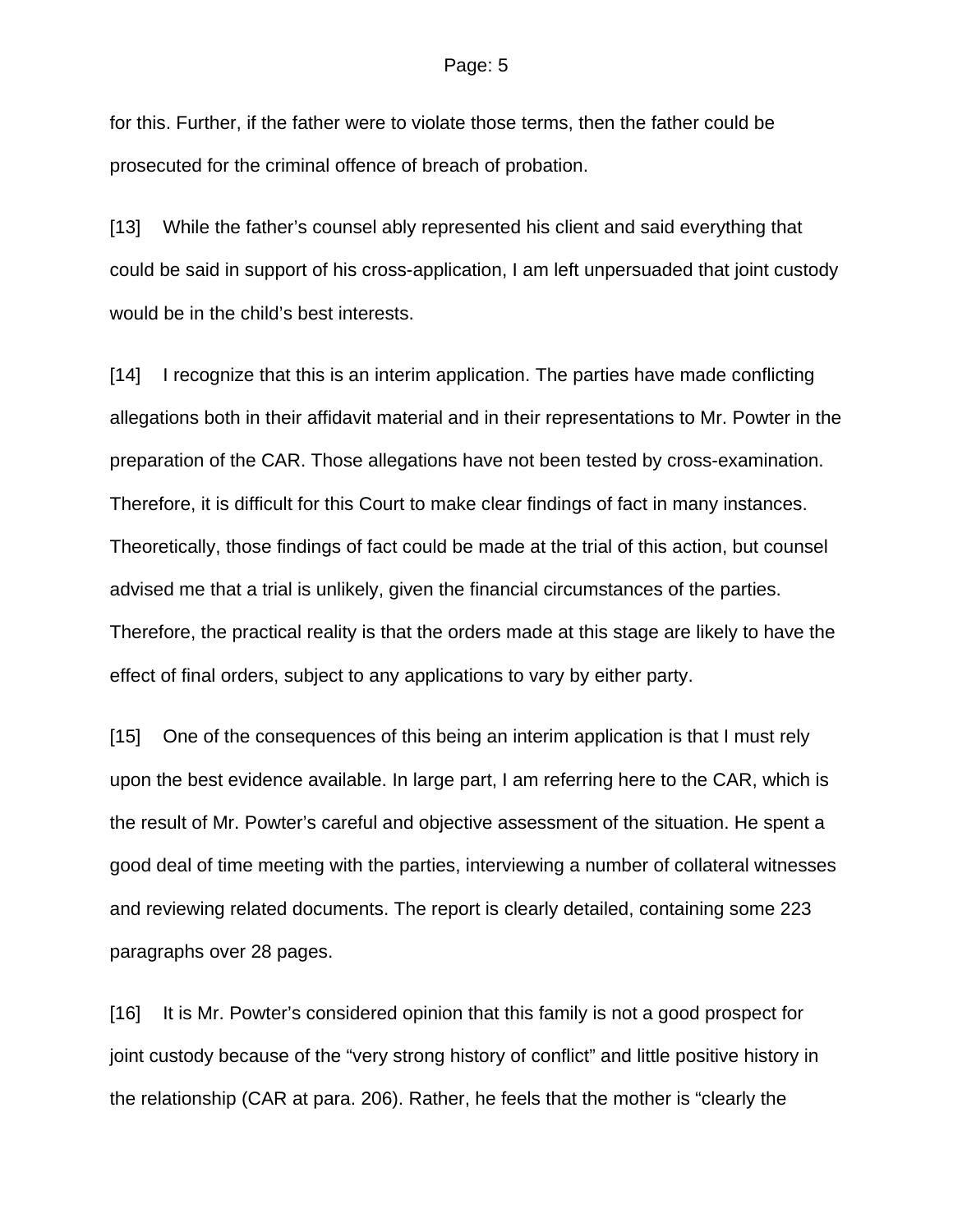for this. Further, if the father were to violate those terms, then the father could be prosecuted for the criminal offence of breach of probation.

[13] While the father's counsel ably represented his client and said everything that could be said in support of his cross-application, I am left unpersuaded that joint custody would be in the child's best interests.

[14] I recognize that this is an interim application. The parties have made conflicting allegations both in their affidavit material and in their representations to Mr. Powter in the preparation of the CAR. Those allegations have not been tested by cross-examination. Therefore, it is difficult for this Court to make clear findings of fact in many instances. Theoretically, those findings of fact could be made at the trial of this action, but counsel advised me that a trial is unlikely, given the financial circumstances of the parties. Therefore, the practical reality is that the orders made at this stage are likely to have the effect of final orders, subject to any applications to vary by either party.

[15] One of the consequences of this being an interim application is that I must rely upon the best evidence available. In large part, I am referring here to the CAR, which is the result of Mr. Powter's careful and objective assessment of the situation. He spent a good deal of time meeting with the parties, interviewing a number of collateral witnesses and reviewing related documents. The report is clearly detailed, containing some 223 paragraphs over 28 pages.

[16] It is Mr. Powter's considered opinion that this family is not a good prospect for joint custody because of the "very strong history of conflict" and little positive history in the relationship (CAR at para. 206). Rather, he feels that the mother is "clearly the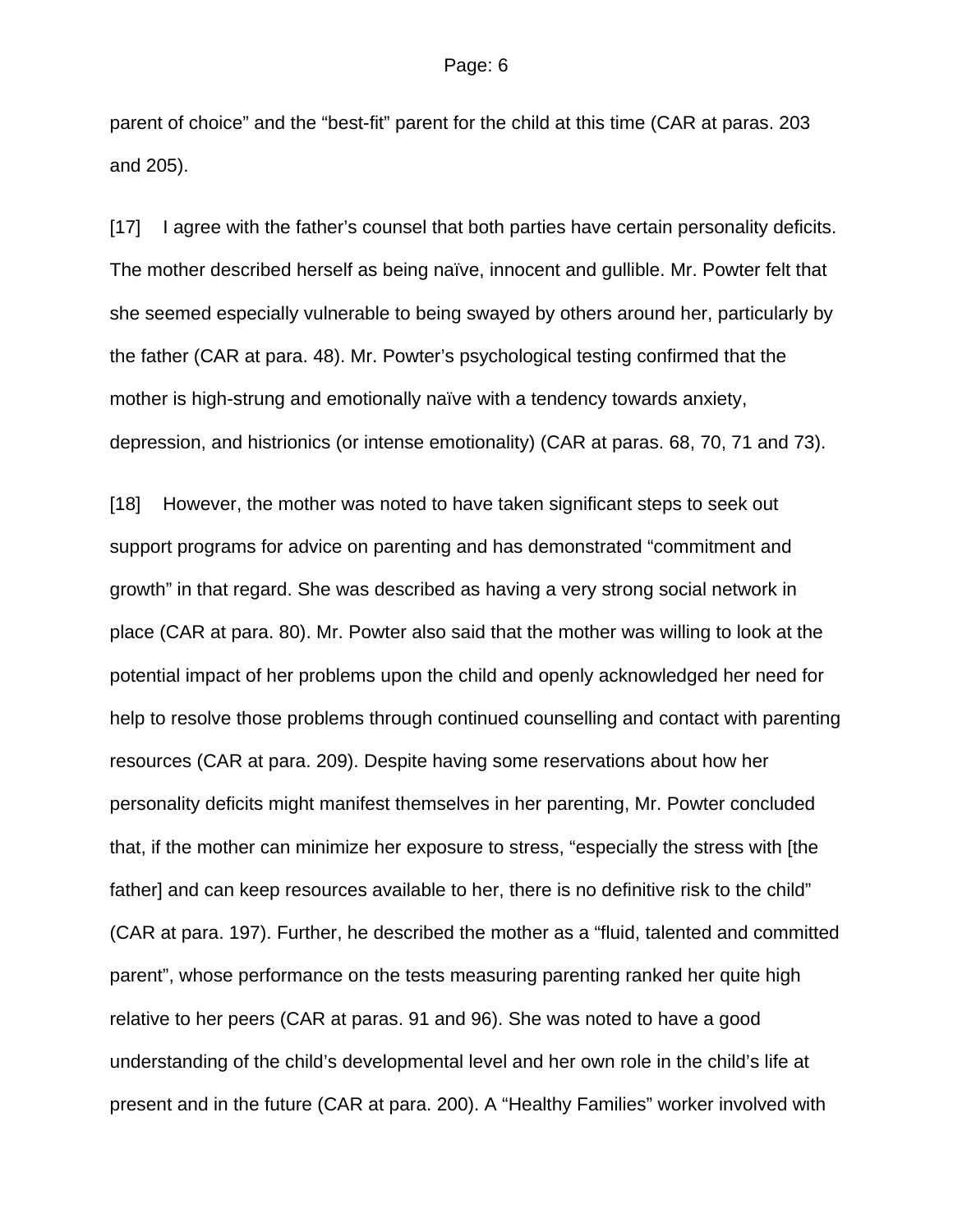parent of choice" and the "best-fit" parent for the child at this time (CAR at paras. 203 and 205).

[17] I agree with the father's counsel that both parties have certain personality deficits. The mother described herself as being naïve, innocent and gullible. Mr. Powter felt that she seemed especially vulnerable to being swayed by others around her, particularly by the father (CAR at para. 48). Mr. Powter's psychological testing confirmed that the mother is high-strung and emotionally naïve with a tendency towards anxiety, depression, and histrionics (or intense emotionality) (CAR at paras. 68, 70, 71 and 73).

[18] However, the mother was noted to have taken significant steps to seek out support programs for advice on parenting and has demonstrated "commitment and growth" in that regard. She was described as having a very strong social network in place (CAR at para. 80). Mr. Powter also said that the mother was willing to look at the potential impact of her problems upon the child and openly acknowledged her need for help to resolve those problems through continued counselling and contact with parenting resources (CAR at para. 209). Despite having some reservations about how her personality deficits might manifest themselves in her parenting, Mr. Powter concluded that, if the mother can minimize her exposure to stress, "especially the stress with [the father] and can keep resources available to her, there is no definitive risk to the child" (CAR at para. 197). Further, he described the mother as a "fluid, talented and committed parent", whose performance on the tests measuring parenting ranked her quite high relative to her peers (CAR at paras. 91 and 96). She was noted to have a good understanding of the child's developmental level and her own role in the child's life at present and in the future (CAR at para. 200). A "Healthy Families" worker involved with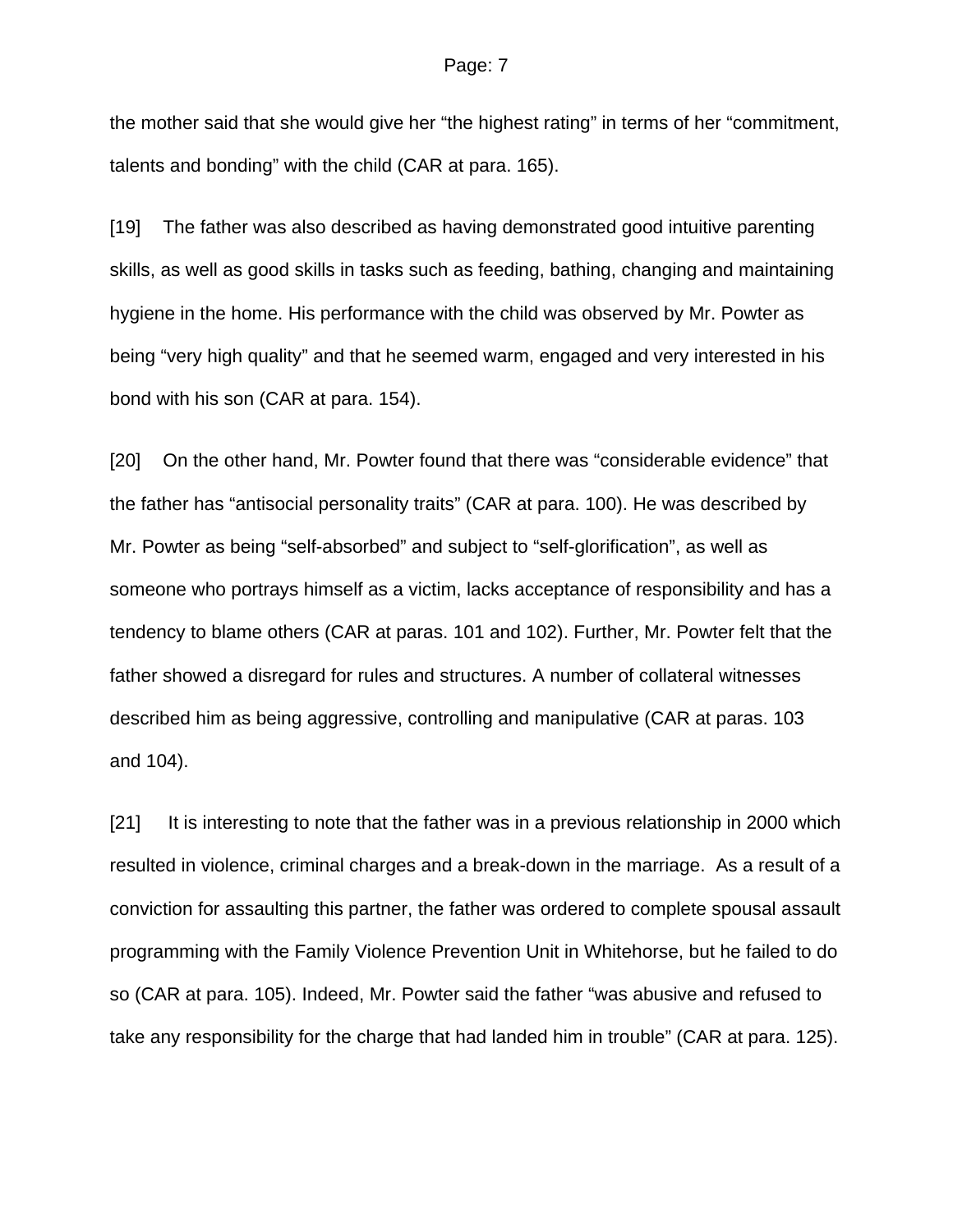the mother said that she would give her "the highest rating" in terms of her "commitment, talents and bonding" with the child (CAR at para. 165).

[19] The father was also described as having demonstrated good intuitive parenting skills, as well as good skills in tasks such as feeding, bathing, changing and maintaining hygiene in the home. His performance with the child was observed by Mr. Powter as being "very high quality" and that he seemed warm, engaged and very interested in his bond with his son (CAR at para. 154).

[20] On the other hand, Mr. Powter found that there was "considerable evidence" that the father has "antisocial personality traits" (CAR at para. 100). He was described by Mr. Powter as being "self-absorbed" and subject to "self-glorification", as well as someone who portrays himself as a victim, lacks acceptance of responsibility and has a tendency to blame others (CAR at paras. 101 and 102). Further, Mr. Powter felt that the father showed a disregard for rules and structures. A number of collateral witnesses described him as being aggressive, controlling and manipulative (CAR at paras. 103 and 104).

[21] It is interesting to note that the father was in a previous relationship in 2000 which resulted in violence, criminal charges and a break-down in the marriage. As a result of a conviction for assaulting this partner, the father was ordered to complete spousal assault programming with the Family Violence Prevention Unit in Whitehorse, but he failed to do so (CAR at para. 105). Indeed, Mr. Powter said the father "was abusive and refused to take any responsibility for the charge that had landed him in trouble" (CAR at para. 125).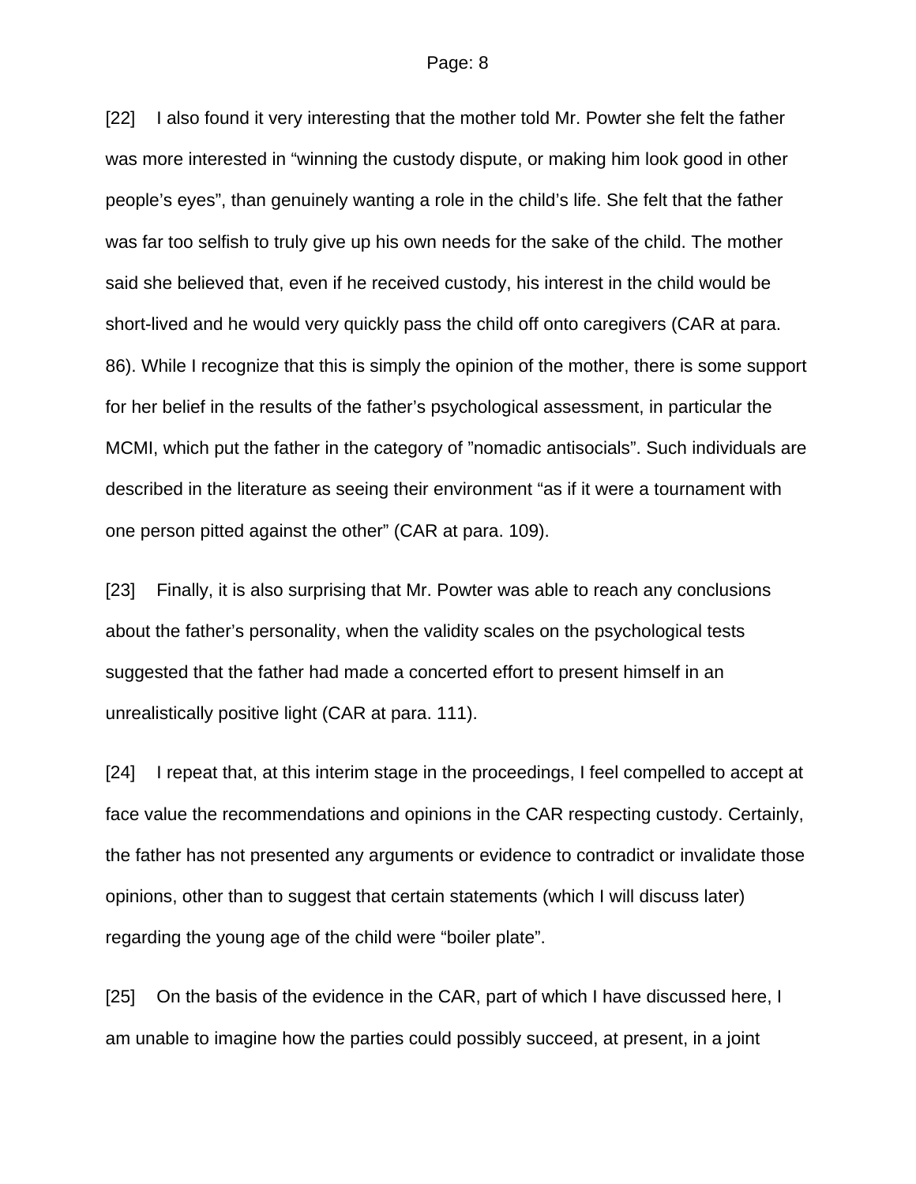[22] I also found it very interesting that the mother told Mr. Powter she felt the father was more interested in "winning the custody dispute, or making him look good in other people's eyes", than genuinely wanting a role in the child's life. She felt that the father was far too selfish to truly give up his own needs for the sake of the child. The mother said she believed that, even if he received custody, his interest in the child would be short-lived and he would very quickly pass the child off onto caregivers (CAR at para. 86). While I recognize that this is simply the opinion of the mother, there is some support for her belief in the results of the father's psychological assessment, in particular the MCMI, which put the father in the category of "nomadic antisocials". Such individuals are described in the literature as seeing their environment "as if it were a tournament with one person pitted against the other" (CAR at para. 109).

[23] Finally, it is also surprising that Mr. Powter was able to reach any conclusions about the father's personality, when the validity scales on the psychological tests suggested that the father had made a concerted effort to present himself in an unrealistically positive light (CAR at para. 111).

[24] I repeat that, at this interim stage in the proceedings, I feel compelled to accept at face value the recommendations and opinions in the CAR respecting custody. Certainly, the father has not presented any arguments or evidence to contradict or invalidate those opinions, other than to suggest that certain statements (which I will discuss later) regarding the young age of the child were "boiler plate".

[25] On the basis of the evidence in the CAR, part of which I have discussed here, I am unable to imagine how the parties could possibly succeed, at present, in a joint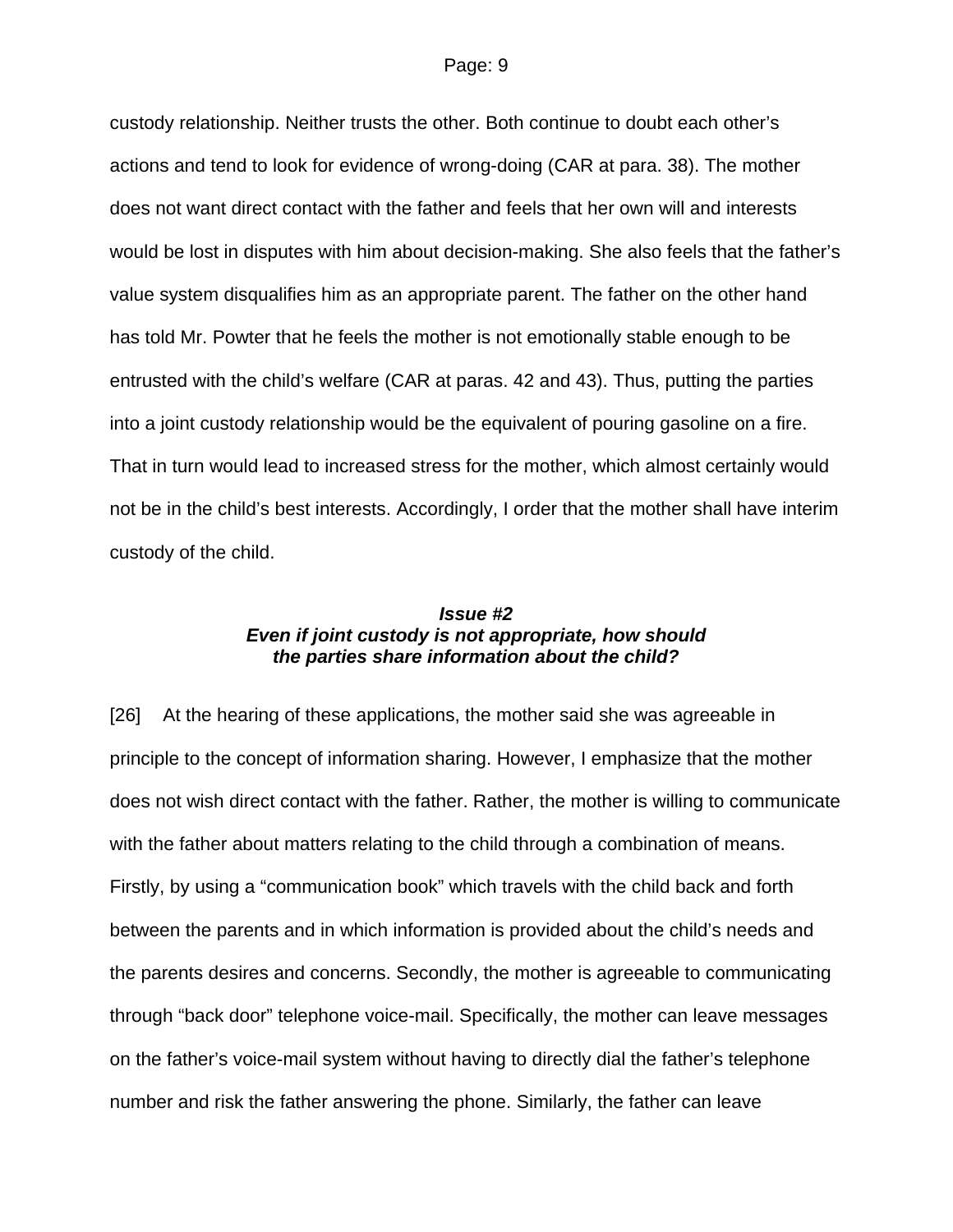custody relationship. Neither trusts the other. Both continue to doubt each other's actions and tend to look for evidence of wrong-doing (CAR at para. 38). The mother does not want direct contact with the father and feels that her own will and interests would be lost in disputes with him about decision-making. She also feels that the father's value system disqualifies him as an appropriate parent. The father on the other hand has told Mr. Powter that he feels the mother is not emotionally stable enough to be entrusted with the child's welfare (CAR at paras. 42 and 43). Thus, putting the parties into a joint custody relationship would be the equivalent of pouring gasoline on a fire. That in turn would lead to increased stress for the mother, which almost certainly would not be in the child's best interests. Accordingly, I order that the mother shall have interim custody of the child.

### ***Issue #2***
### ***Even if joint custody is not appropriate, how should the parties share information about the child?***

[26] At the hearing of these applications, the mother said she was agreeable in principle to the concept of information sharing. However, I emphasize that the mother does not wish direct contact with the father. Rather, the mother is willing to communicate with the father about matters relating to the child through a combination of means. Firstly, by using a "communication book" which travels with the child back and forth between the parents and in which information is provided about the child's needs and the parents desires and concerns. Secondly, the mother is agreeable to communicating through "back door" telephone voice-mail. Specifically, the mother can leave messages on the father's voice-mail system without having to directly dial the father's telephone number and risk the father answering the phone. Similarly, the father can leave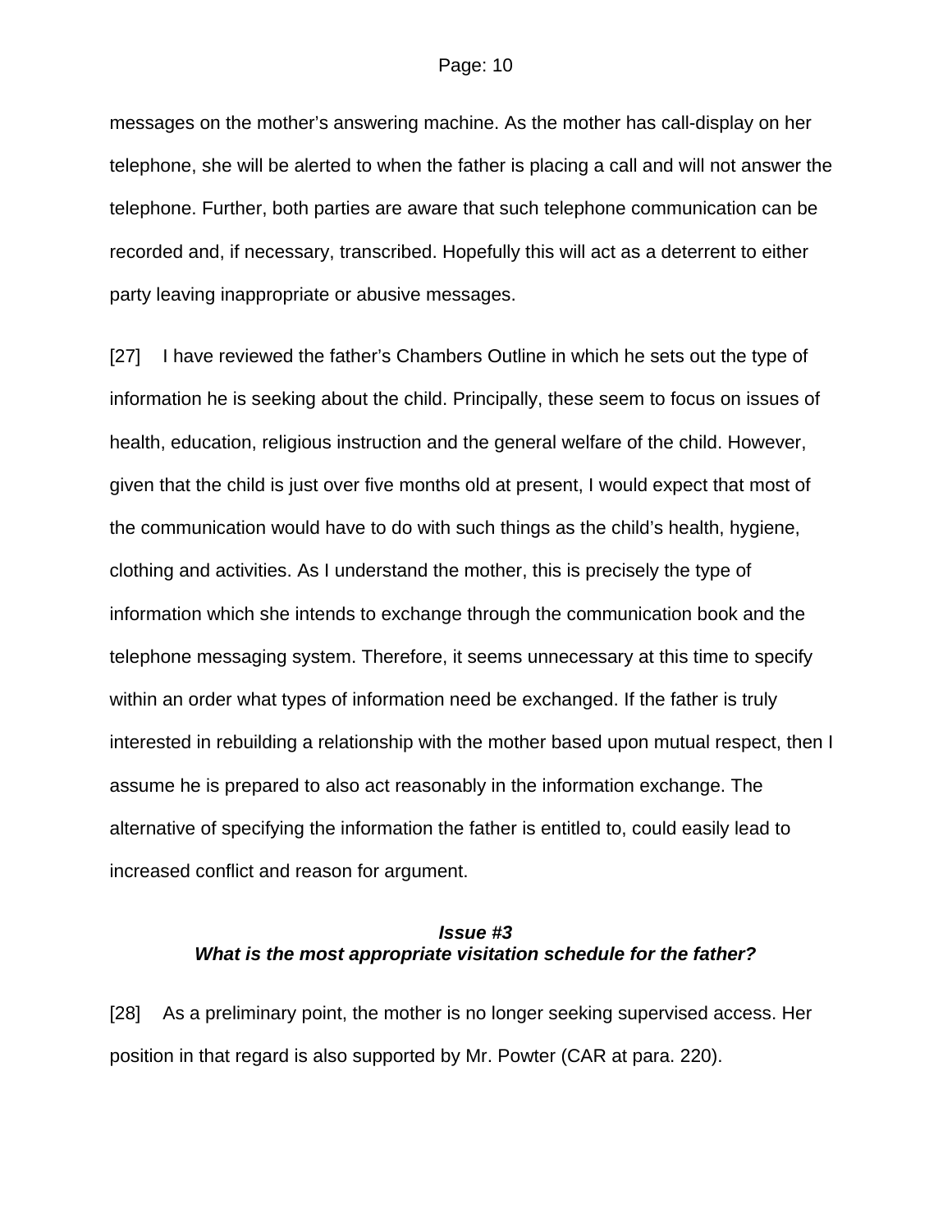messages on the mother's answering machine. As the mother has call-display on her telephone, she will be alerted to when the father is placing a call and will not answer the telephone. Further, both parties are aware that such telephone communication can be recorded and, if necessary, transcribed. Hopefully this will act as a deterrent to either party leaving inappropriate or abusive messages.

[27] I have reviewed the father's Chambers Outline in which he sets out the type of information he is seeking about the child. Principally, these seem to focus on issues of health, education, religious instruction and the general welfare of the child. However, given that the child is just over five months old at present, I would expect that most of the communication would have to do with such things as the child's health, hygiene, clothing and activities. As I understand the mother, this is precisely the type of information which she intends to exchange through the communication book and the telephone messaging system. Therefore, it seems unnecessary at this time to specify within an order what types of information need be exchanged. If the father is truly interested in rebuilding a relationship with the mother based upon mutual respect, then I assume he is prepared to also act reasonably in the information exchange. The alternative of specifying the information the father is entitled to, could easily lead to increased conflict and reason for argument.

### *Issue #3*
### *What is the most appropriate visitation schedule for the father?*

[28] As a preliminary point, the mother is no longer seeking supervised access. Her position in that regard is also supported by Mr. Powter (CAR at para. 220).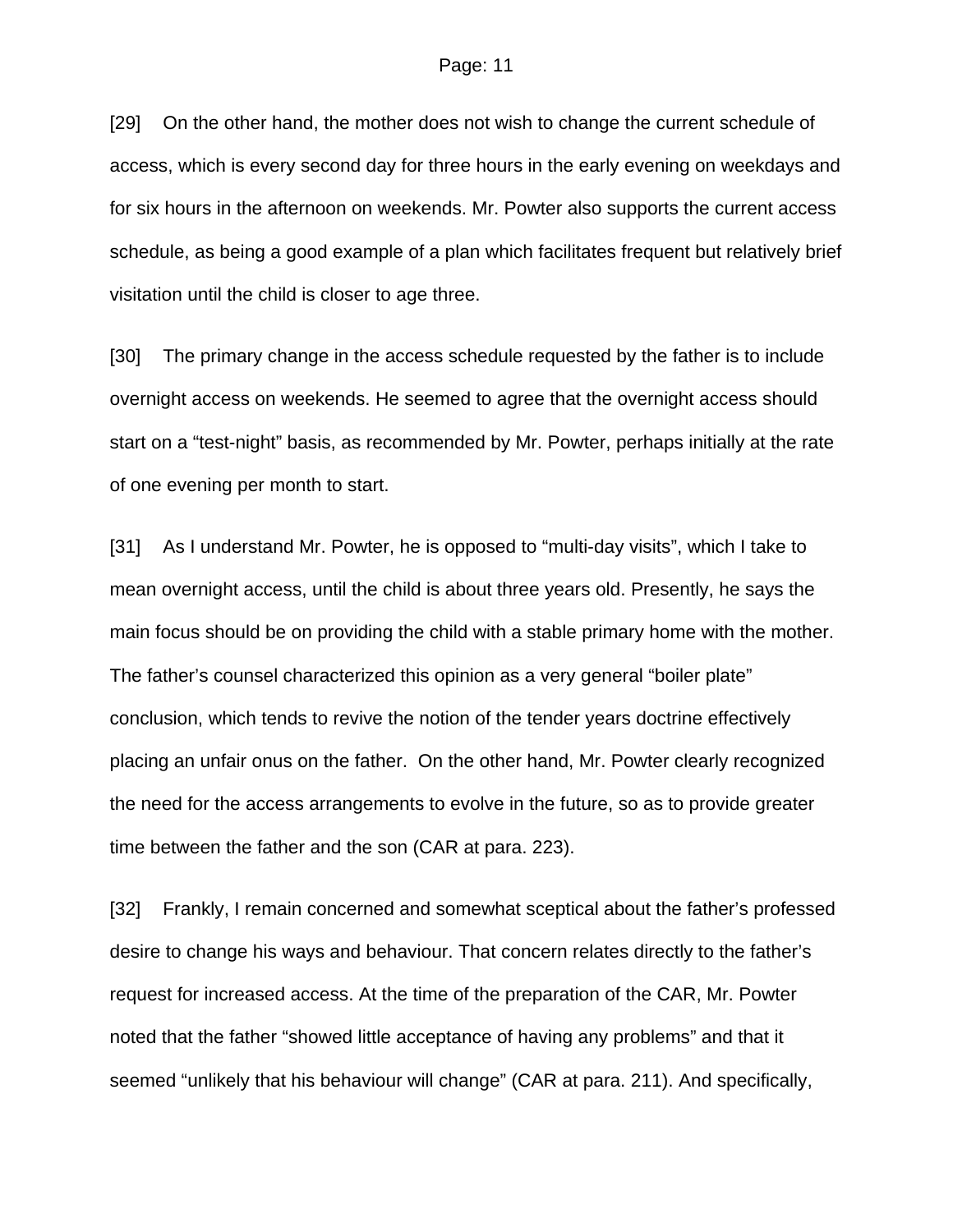[29] On the other hand, the mother does not wish to change the current schedule of access, which is every second day for three hours in the early evening on weekdays and for six hours in the afternoon on weekends. Mr. Powter also supports the current access schedule, as being a good example of a plan which facilitates frequent but relatively brief visitation until the child is closer to age three.

[30] The primary change in the access schedule requested by the father is to include overnight access on weekends. He seemed to agree that the overnight access should start on a "test-night" basis, as recommended by Mr. Powter, perhaps initially at the rate of one evening per month to start.

[31] As I understand Mr. Powter, he is opposed to "multi-day visits", which I take to mean overnight access, until the child is about three years old. Presently, he says the main focus should be on providing the child with a stable primary home with the mother. The father's counsel characterized this opinion as a very general "boiler plate" conclusion, which tends to revive the notion of the tender years doctrine effectively placing an unfair onus on the father. On the other hand, Mr. Powter clearly recognized the need for the access arrangements to evolve in the future, so as to provide greater time between the father and the son (CAR at para. 223).

[32] Frankly, I remain concerned and somewhat sceptical about the father's professed desire to change his ways and behaviour. That concern relates directly to the father's request for increased access. At the time of the preparation of the CAR, Mr. Powter noted that the father "showed little acceptance of having any problems" and that it seemed "unlikely that his behaviour will change" (CAR at para. 211). And specifically,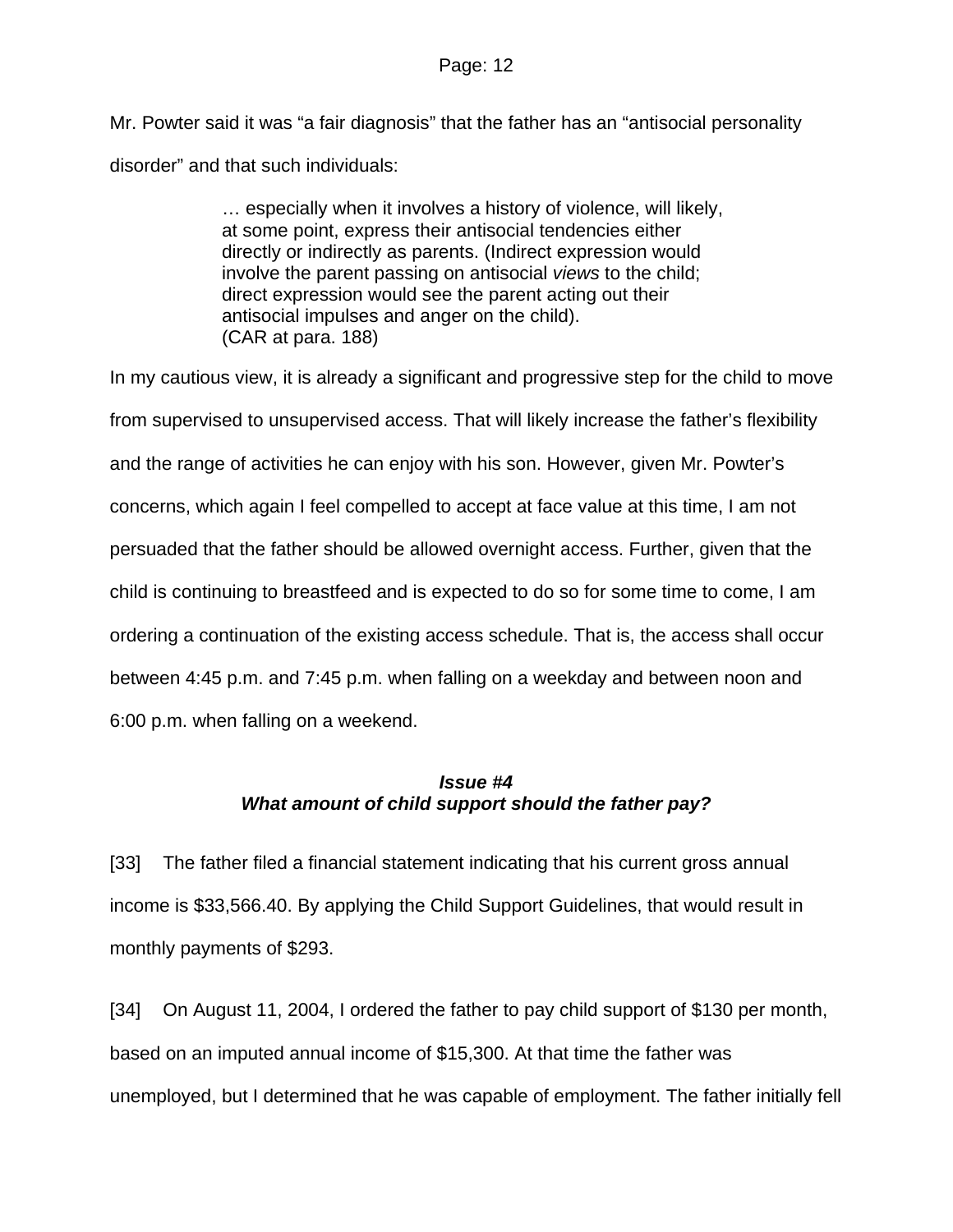Mr. Powter said it was "a fair diagnosis" that the father has an "antisocial personality disorder" and that such individuals:

> … especially when it involves a history of violence, will likely, at some point, express their antisocial tendencies either directly or indirectly as parents. (Indirect expression would involve the parent passing on antisocial *views* to the child; direct expression would see the parent acting out their antisocial impulses and anger on the child).
> (CAR at para. 188)

In my cautious view, it is already a significant and progressive step for the child to move from supervised to unsupervised access. That will likely increase the father's flexibility and the range of activities he can enjoy with his son. However, given Mr. Powter's concerns, which again I feel compelled to accept at face value at this time, I am not persuaded that the father should be allowed overnight access. Further, given that the child is continuing to breastfeed and is expected to do so for some time to come, I am ordering a continuation of the existing access schedule. That is, the access shall occur between 4:45 p.m. and 7:45 p.m. when falling on a weekday and between noon and 6:00 p.m. when falling on a weekend.

### *Issue #4*
### *What amount of child support should the father pay?*

[33] The father filed a financial statement indicating that his current gross annual income is $33,566.40. By applying the Child Support Guidelines, that would result in monthly payments of $293.

[34] On August 11, 2004, I ordered the father to pay child support of $130 per month, based on an imputed annual income of $15,300. At that time the father was unemployed, but I determined that he was capable of employment. The father initially fell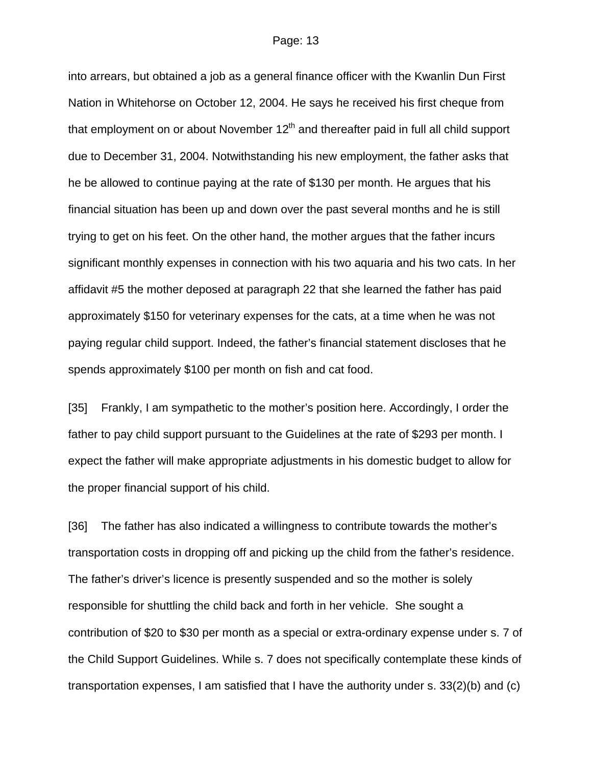into arrears, but obtained a job as a general finance officer with the Kwanlin Dun First Nation in Whitehorse on October 12, 2004. He says he received his first cheque from that employment on or about November 12th and thereafter paid in full all child support due to December 31, 2004. Notwithstanding his new employment, the father asks that he be allowed to continue paying at the rate of $130 per month. He argues that his financial situation has been up and down over the past several months and he is still trying to get on his feet. On the other hand, the mother argues that the father incurs significant monthly expenses in connection with his two aquaria and his two cats. In her affidavit #5 the mother deposed at paragraph 22 that she learned the father has paid approximately $150 for veterinary expenses for the cats, at a time when he was not paying regular child support. Indeed, the father's financial statement discloses that he spends approximately $100 per month on fish and cat food.

[35] Frankly, I am sympathetic to the mother's position here. Accordingly, I order the father to pay child support pursuant to the Guidelines at the rate of $293 per month. I expect the father will make appropriate adjustments in his domestic budget to allow for the proper financial support of his child.

[36] The father has also indicated a willingness to contribute towards the mother's transportation costs in dropping off and picking up the child from the father's residence. The father's driver's licence is presently suspended and so the mother is solely responsible for shuttling the child back and forth in her vehicle. She sought a contribution of $20 to $30 per month as a special or extra-ordinary expense under s. 7 of the Child Support Guidelines. While s. 7 does not specifically contemplate these kinds of transportation expenses, I am satisfied that I have the authority under s. 33(2)(b) and (c)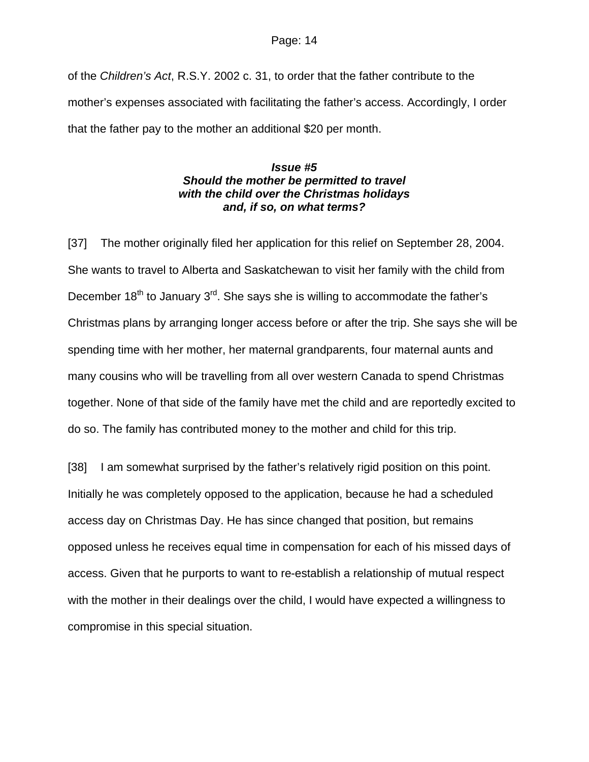of the *Children's Act*, R.S.Y. 2002 c. 31, to order that the father contribute to the mother's expenses associated with facilitating the father's access. Accordingly, I order that the father pay to the mother an additional $20 per month.

### *Issue #5*
### *Should the mother be permitted to travel with the child over the Christmas holidays and, if so, on what terms?*

[37] The mother originally filed her application for this relief on September 28, 2004. She wants to travel to Alberta and Saskatchewan to visit her family with the child from December 18th to January 3rd. She says she is willing to accommodate the father's Christmas plans by arranging longer access before or after the trip. She says she will be spending time with her mother, her maternal grandparents, four maternal aunts and many cousins who will be travelling from all over western Canada to spend Christmas together. None of that side of the family have met the child and are reportedly excited to do so. The family has contributed money to the mother and child for this trip.

[38] I am somewhat surprised by the father's relatively rigid position on this point. Initially he was completely opposed to the application, because he had a scheduled access day on Christmas Day. He has since changed that position, but remains opposed unless he receives equal time in compensation for each of his missed days of access. Given that he purports to want to re-establish a relationship of mutual respect with the mother in their dealings over the child, I would have expected a willingness to compromise in this special situation.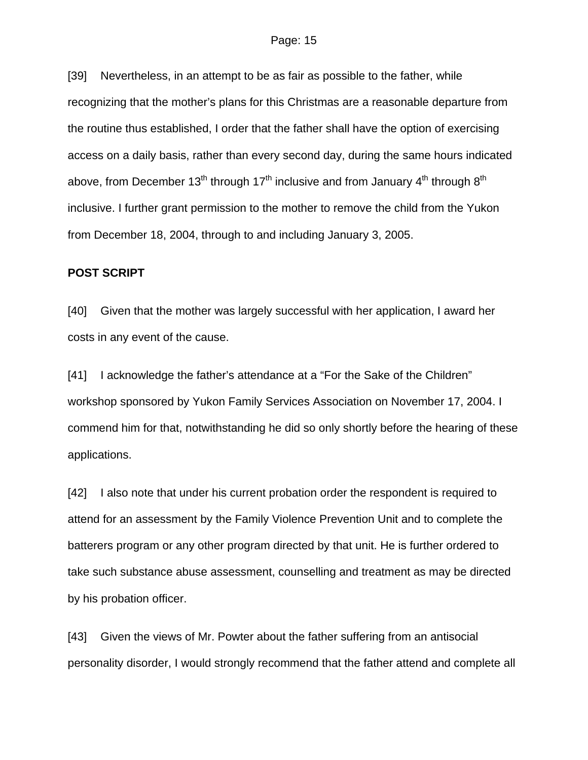[39] Nevertheless, in an attempt to be as fair as possible to the father, while recognizing that the mother's plans for this Christmas are a reasonable departure from the routine thus established, I order that the father shall have the option of exercising access on a daily basis, rather than every second day, during the same hours indicated above, from December 13th through 17th inclusive and from January 4th through 8th inclusive. I further grant permission to the mother to remove the child from the Yukon from December 18, 2004, through to and including January 3, 2005.

**POST SCRIPT**

[40] Given that the mother was largely successful with her application, I award her costs in any event of the cause.

[41] I acknowledge the father's attendance at a "For the Sake of the Children" workshop sponsored by Yukon Family Services Association on November 17, 2004. I commend him for that, notwithstanding he did so only shortly before the hearing of these applications.

[42] I also note that under his current probation order the respondent is required to attend for an assessment by the Family Violence Prevention Unit and to complete the batterers program or any other program directed by that unit. He is further ordered to take such substance abuse assessment, counselling and treatment as may be directed by his probation officer.

[43] Given the views of Mr. Powter about the father suffering from an antisocial personality disorder, I would strongly recommend that the father attend and complete all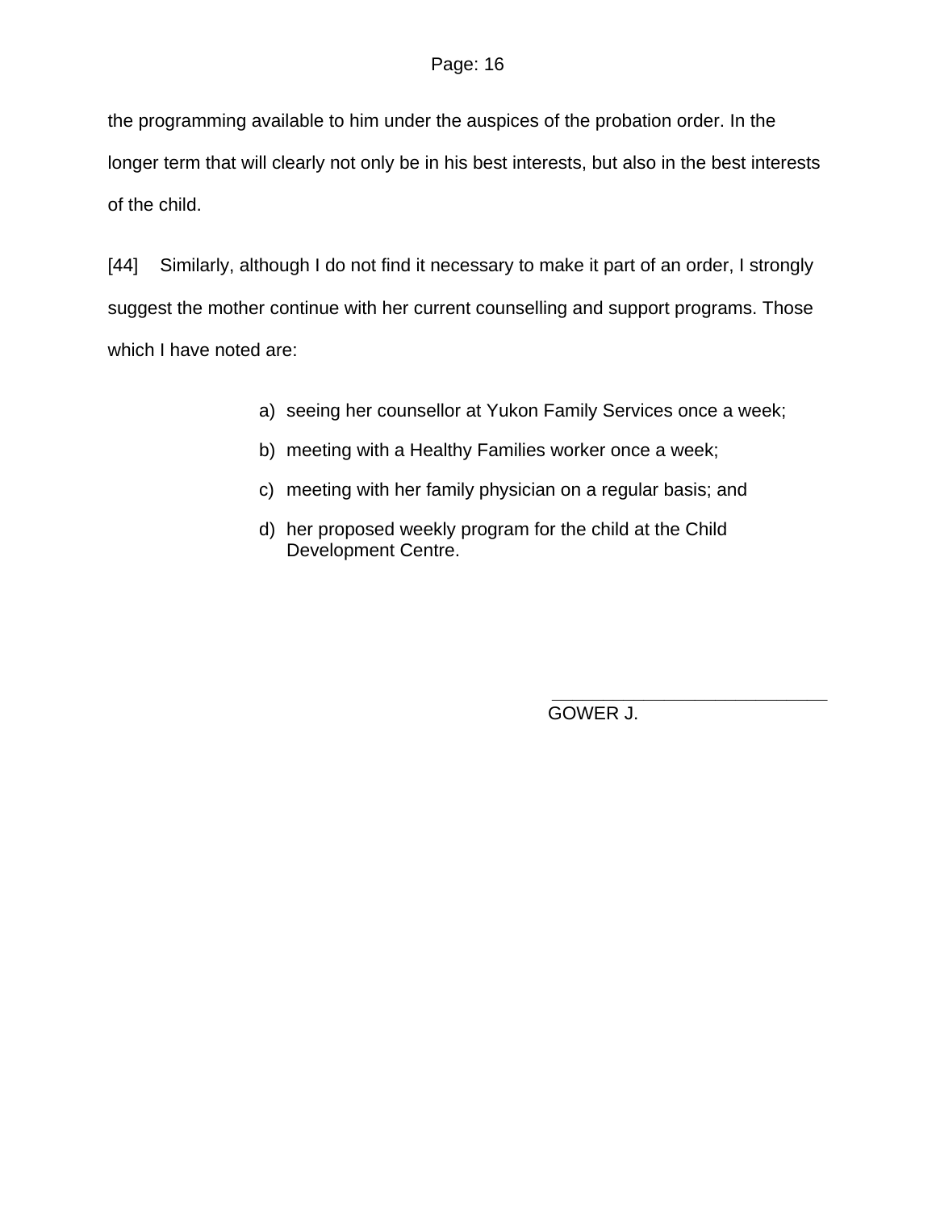the programming available to him under the auspices of the probation order. In the longer term that will clearly not only be in his best interests, but also in the best interests of the child.

[44] Similarly, although I do not find it necessary to make it part of an order, I strongly suggest the mother continue with her current counselling and support programs. Those which I have noted are:

a) seeing her counsellor at Yukon Family Services once a week;

b) meeting with a Healthy Families worker once a week;

c) meeting with her family physician on a regular basis; and

d) her proposed weekly program for the child at the Child Development Centre.

\_\_\_\_\_\_\_\_\_\_\_\_\_\_\_\_\_\_\_\_\_\_\_\_\_\_\_\_

GOWER J.